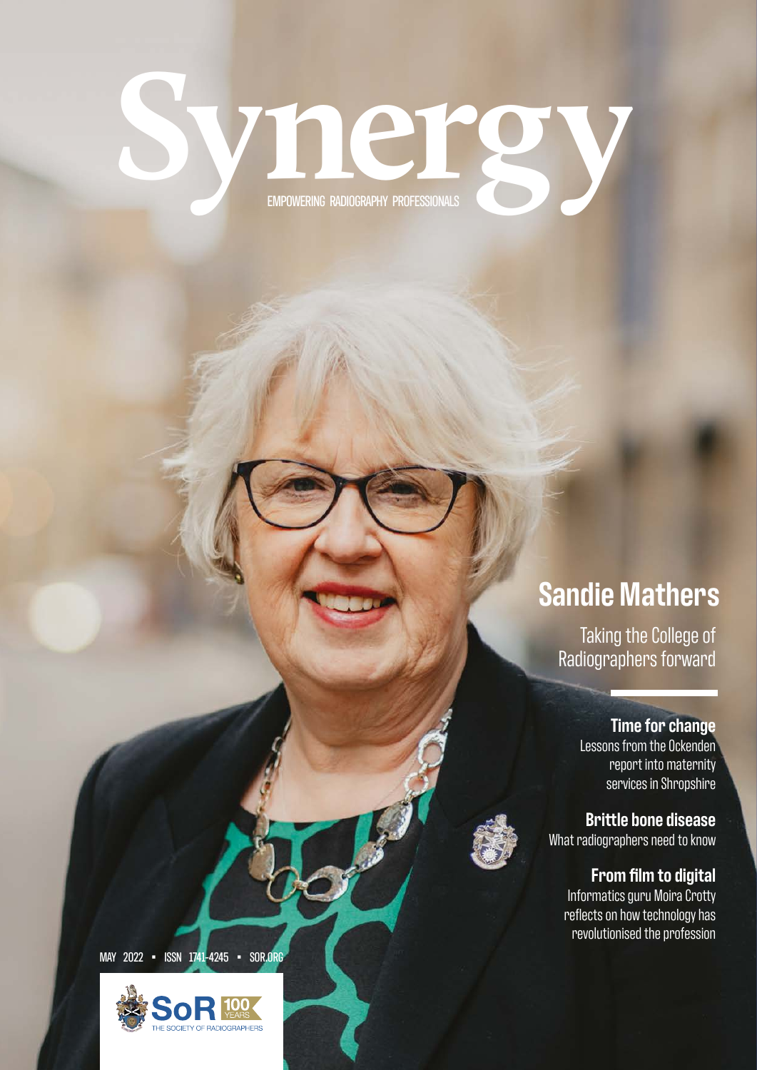# Synergy

EMPOWERING RADIOGRAPHY PROFESSIONALS

## Sandie Mathers

Taking the College of Radiographers forward

**Time for change**
Lessons from the Ockenden report into maternity services in Shropshire

**Brittle bone disease**
What radiographers need to know

**From film to digital**
Informatics guru Moira Crotty reflects on how technology has revolutionised the profession

MAY 2022 • ISSN 1741-4245 • SOR.ORG

SoR 100 YEARS
THE SOCIETY OF RADIOGRAPHERS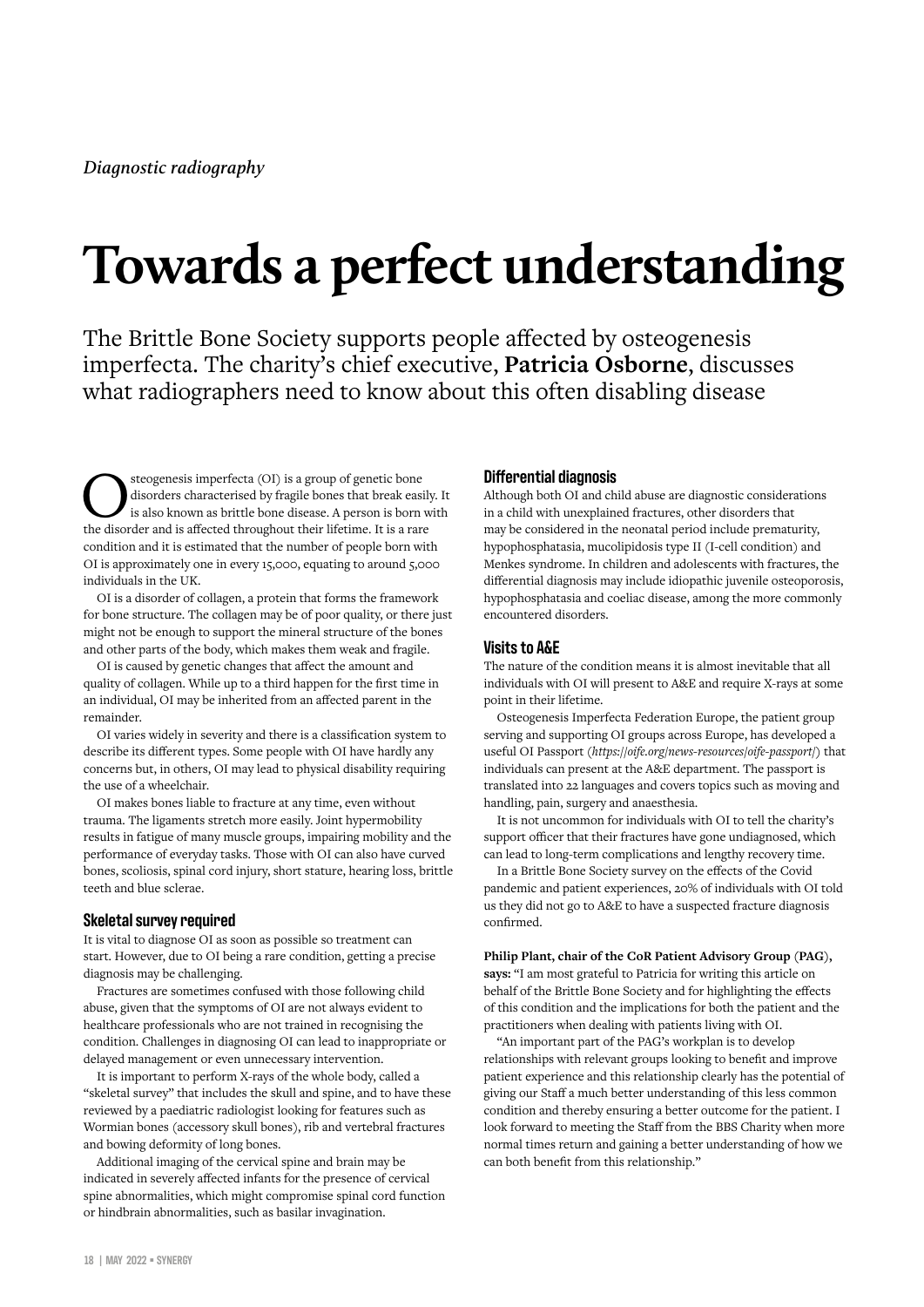*Diagnostic radiography*

# Towards a perfect understanding

The Brittle Bone Society supports people affected by osteogenesis imperfecta. The charity's chief executive, **Patricia Osborne**, discusses what radiographers need to know about this often disabling disease

Osteogenesis imperfecta (OI) is a group of genetic bone disorders characterised by fragile bones that break easily. It is also known as brittle bone disease. A person is born with the disorder and is affected throughout their lifetime. It is a rare condition and it is estimated that the number of people born with OI is approximately one in every 15,000, equating to around 5,000 individuals in the UK.

OI is a disorder of collagen, a protein that forms the framework for bone structure. The collagen may be of poor quality, or there just might not be enough to support the mineral structure of the bones and other parts of the body, which makes them weak and fragile.

OI is caused by genetic changes that affect the amount and quality of collagen. While up to a third happen for the first time in an individual, OI may be inherited from an affected parent in the remainder.

OI varies widely in severity and there is a classification system to describe its different types. Some people with OI have hardly any concerns but, in others, OI may lead to physical disability requiring the use of a wheelchair.

OI makes bones liable to fracture at any time, even without trauma. The ligaments stretch more easily. Joint hypermobility results in fatigue of many muscle groups, impairing mobility and the performance of everyday tasks. Those with OI can also have curved bones, scoliosis, spinal cord injury, short stature, hearing loss, brittle teeth and blue sclerae.

## Skeletal survey required

It is vital to diagnose OI as soon as possible so treatment can start. However, due to OI being a rare condition, getting a precise diagnosis may be challenging.

Fractures are sometimes confused with those following child abuse, given that the symptoms of OI are not always evident to healthcare professionals who are not trained in recognising the condition. Challenges in diagnosing OI can lead to inappropriate or delayed management or even unnecessary intervention.

It is important to perform X-rays of the whole body, called a "skeletal survey" that includes the skull and spine, and to have these reviewed by a paediatric radiologist looking for features such as Wormian bones (accessory skull bones), rib and vertebral fractures and bowing deformity of long bones.

Additional imaging of the cervical spine and brain may be indicated in severely affected infants for the presence of cervical spine abnormalities, which might compromise spinal cord function or hindbrain abnormalities, such as basilar invagination.

## Differential diagnosis

Although both OI and child abuse are diagnostic considerations in a child with unexplained fractures, other disorders that may be considered in the neonatal period include prematurity, hypophosphatasia, mucolipidosis type II (I-cell condition) and Menkes syndrome. In children and adolescents with fractures, the differential diagnosis may include idiopathic juvenile osteoporosis, hypophosphatasia and coeliac disease, among the more commonly encountered disorders.

## Visits to A&E

The nature of the condition means it is almost inevitable that all individuals with OI will present to A&E and require X-rays at some point in their lifetime.

Osteogenesis Imperfecta Federation Europe, the patient group serving and supporting OI groups across Europe, has developed a useful OI Passport (*https://oife.org/news-resources/oife-passport/*) that individuals can present at the A&E department. The passport is translated into 22 languages and covers topics such as moving and handling, pain, surgery and anaesthesia.

It is not uncommon for individuals with OI to tell the charity's support officer that their fractures have gone undiagnosed, which can lead to long-term complications and lengthy recovery time.

In a Brittle Bone Society survey on the effects of the Covid pandemic and patient experiences, 20% of individuals with OI told us they did not go to A&E to have a suspected fracture diagnosis confirmed.

**Philip Plant, chair of the CoR Patient Advisory Group (PAG), says:** "I am most grateful to Patricia for writing this article on behalf of the Brittle Bone Society and for highlighting the effects of this condition and the implications for both the patient and the practitioners when dealing with patients living with OI.

"An important part of the PAG's workplan is to develop relationships with relevant groups looking to benefit and improve patient experience and this relationship clearly has the potential of giving our Staff a much better understanding of this less common condition and thereby ensuring a better outcome for the patient. I look forward to meeting the Staff from the BBS Charity when more normal times return and gaining a better understanding of how we can both benefit from this relationship."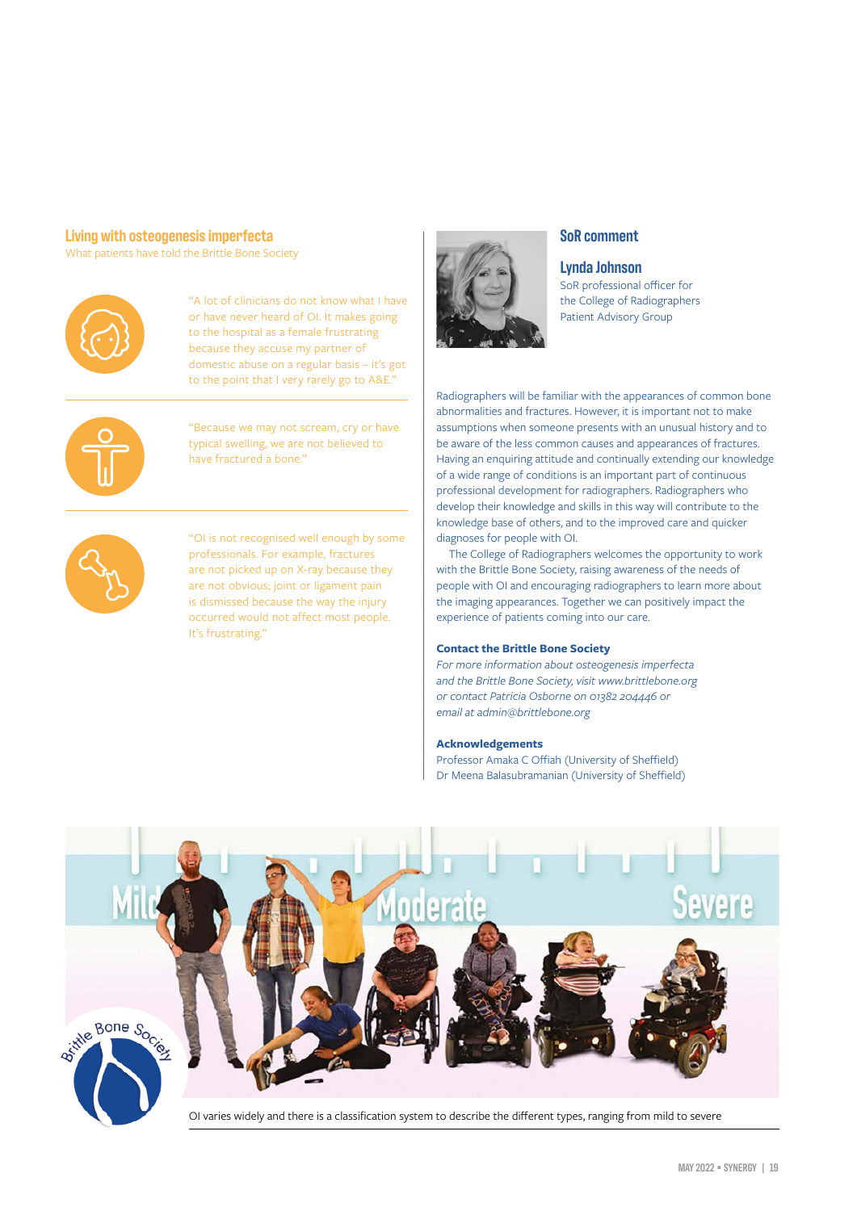## Living with osteogenesis imperfecta

What patients have told the Brittle Bone Society

"A lot of clinicians do not know what I have or have never heard of OI. It makes going to the hospital as a female frustrating because they accuse my partner of domestic abuse on a regular basis – it's got to the point that I very rarely go to A&E."

"Because we may not scream, cry or have typical swelling, we are not believed to have fractured a bone."

"OI is not recognised well enough by some professionals. For example, fractures are not picked up on X-ray because they are not obvious; joint or ligament pain is dismissed because the way the injury occurred would not affect most people. It's frustrating."

## SoR comment

### Lynda Johnson

SoR professional officer for the College of Radiographers Patient Advisory Group

Radiographers will be familiar with the appearances of common bone abnormalities and fractures. However, it is important not to make assumptions when someone presents with an unusual history and to be aware of the less common causes and appearances of fractures. Having an enquiring attitude and continually extending our knowledge of a wide range of conditions is an important part of continuous professional development for radiographers. Radiographers who develop their knowledge and skills in this way will contribute to the knowledge base of others, and to the improved care and quicker diagnoses for people with OI.

The College of Radiographers welcomes the opportunity to work with the Brittle Bone Society, raising awareness of the needs of people with OI and encouraging radiographers to learn more about the imaging appearances. Together we can positively impact the experience of patients coming into our care.

**Contact the Brittle Bone Society**

*For more information about osteogenesis imperfecta and the Brittle Bone Society, visit www.brittlebone.org or contact Patricia Osborne on 01382 204446 or email at admin@brittlebone.org*

**Acknowledgements**

Professor Amaka C Offiah (University of Sheffield)
Dr Meena Balasubramanian (University of Sheffield)

Mild
Moderate
Severe
Brittle Bone Society

OI varies widely and there is a classification system to describe the different types, ranging from mild to severe